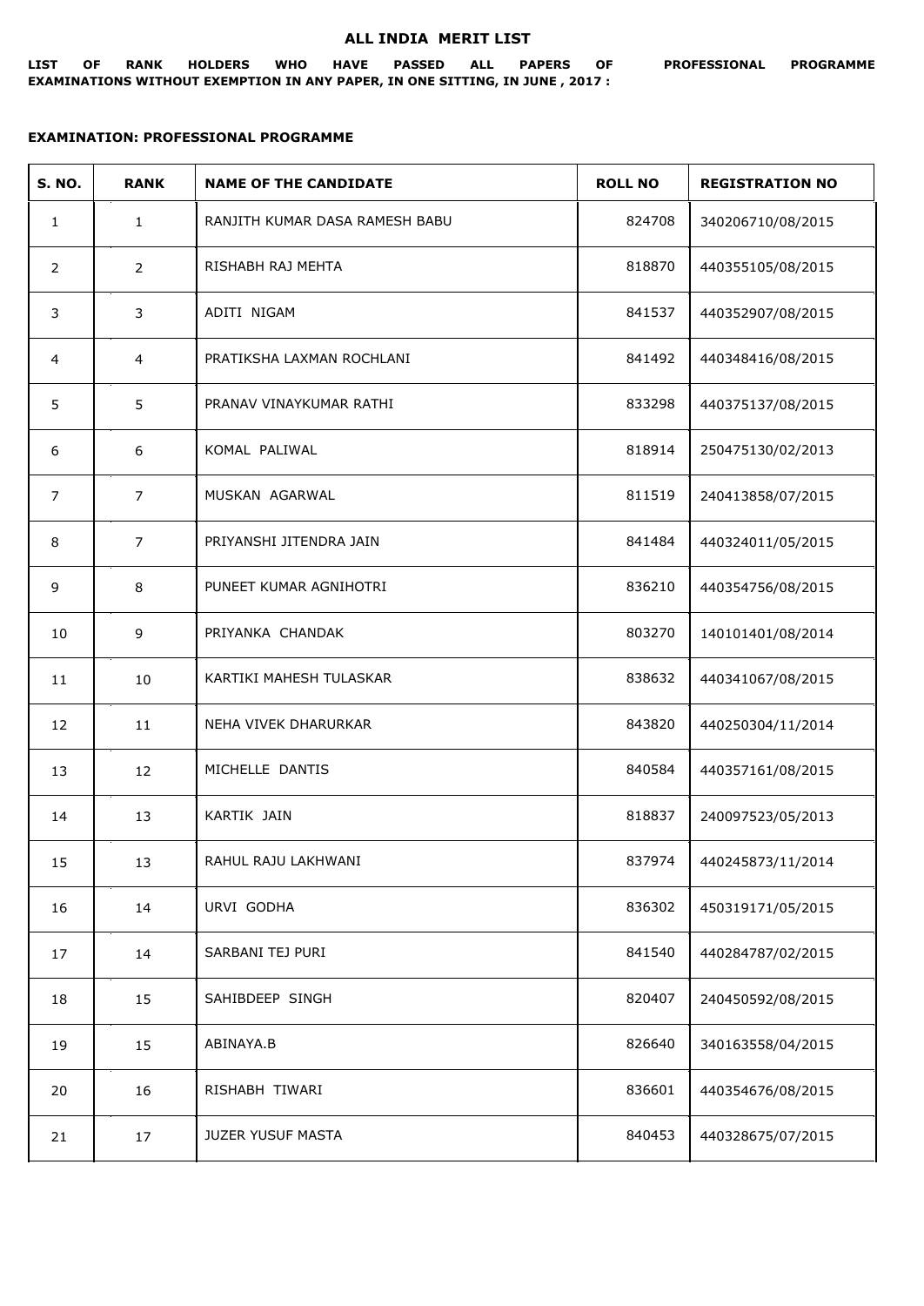## ALL INDIA MERIT LIST

**LIST OF RANK HOLDERS WHO HAVE PASSED ALL PAPERS OF PROFESSIONAL PROGRAMME EXAMINATIONS WITHOUT EXEMPTION IN ANY PAPER, IN ONE SITTING, IN JUNE , 2017 :**

**EXAMINATION: PROFESSIONAL PROGRAMME**

| S. NO. | RANK | NAME OF THE CANDIDATE | ROLL NO | REGISTRATION NO |
|---|---|---|---|---|
| 1 | 1 | RANJITH KUMAR DASA RAMESH BABU | 824708 | 340206710/08/2015 |
| 2 | 2 | RISHABH RAJ MEHTA | 818870 | 440355105/08/2015 |
| 3 | 3 | ADITI NIGAM | 841537 | 440352907/08/2015 |
| 4 | 4 | PRATIKSHA LAXMAN ROCHLANI | 841492 | 440348416/08/2015 |
| 5 | 5 | PRANAV VINAYKUMAR RATHI | 833298 | 440375137/08/2015 |
| 6 | 6 | KOMAL PALIWAL | 818914 | 250475130/02/2013 |
| 7 | 7 | MUSKAN AGARWAL | 811519 | 240413858/07/2015 |
| 8 | 7 | PRIYANSHI JITENDRA JAIN | 841484 | 440324011/05/2015 |
| 9 | 8 | PUNEET KUMAR AGNIHOTRI | 836210 | 440354756/08/2015 |
| 10 | 9 | PRIYANKA CHANDAK | 803270 | 140101401/08/2014 |
| 11 | 10 | KARTIKI MAHESH TULASKAR | 838632 | 440341067/08/2015 |
| 12 | 11 | NEHA VIVEK DHARURKAR | 843820 | 440250304/11/2014 |
| 13 | 12 | MICHELLE DANTIS | 840584 | 440357161/08/2015 |
| 14 | 13 | KARTIK JAIN | 818837 | 240097523/05/2013 |
| 15 | 13 | RAHUL RAJU LAKHWANI | 837974 | 440245873/11/2014 |
| 16 | 14 | URVI GODHA | 836302 | 450319171/05/2015 |
| 17 | 14 | SARBANI TEJ PURI | 841540 | 440284787/02/2015 |
| 18 | 15 | SAHIBDEEP SINGH | 820407 | 240450592/08/2015 |
| 19 | 15 | ABINAYA.B | 826640 | 340163558/04/2015 |
| 20 | 16 | RISHABH TIWARI | 836601 | 440354676/08/2015 |
| 21 | 17 | JUZER YUSUF MASTA | 840453 | 440328675/07/2015 |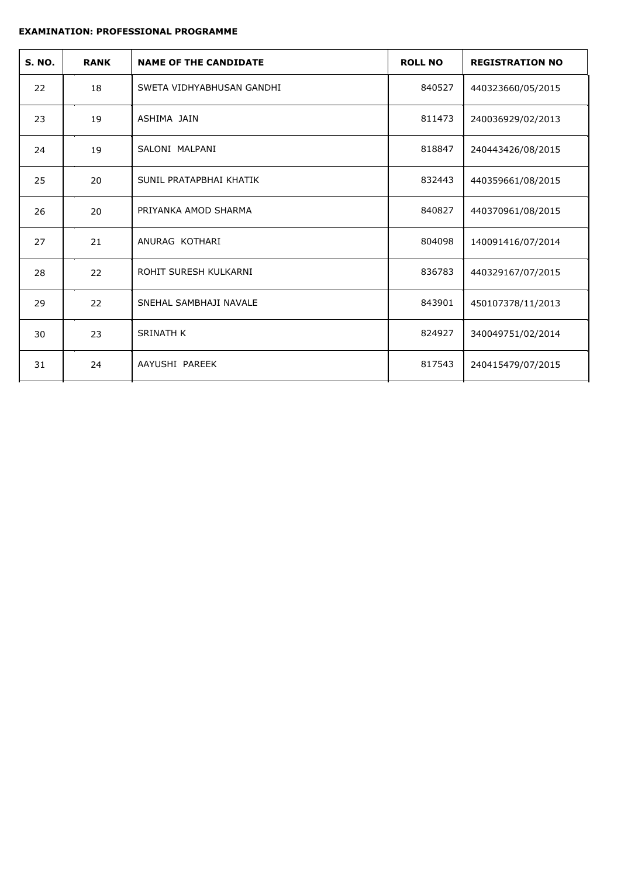**EXAMINATION: PROFESSIONAL PROGRAMME**

| S. NO. | RANK | NAME OF THE CANDIDATE | ROLL NO | REGISTRATION NO |
|---|---|---|---|---|
| 22 | 18 | SWETA VIDHYABHUSAN GANDHI | 840527 | 440323660/05/2015 |
| 23 | 19 | ASHIMA JAIN | 811473 | 240036929/02/2013 |
| 24 | 19 | SALONI MALPANI | 818847 | 240443426/08/2015 |
| 25 | 20 | SUNIL PRATAPBHAI KHATIK | 832443 | 440359661/08/2015 |
| 26 | 20 | PRIYANKA AMOD SHARMA | 840827 | 440370961/08/2015 |
| 27 | 21 | ANURAG KOTHARI | 804098 | 140091416/07/2014 |
| 28 | 22 | ROHIT SURESH KULKARNI | 836783 | 440329167/07/2015 |
| 29 | 22 | SNEHAL SAMBHAJI NAVALE | 843901 | 450107378/11/2013 |
| 30 | 23 | SRINATH K | 824927 | 340049751/02/2014 |
| 31 | 24 | AAYUSHI PAREEK | 817543 | 240415479/07/2015 |